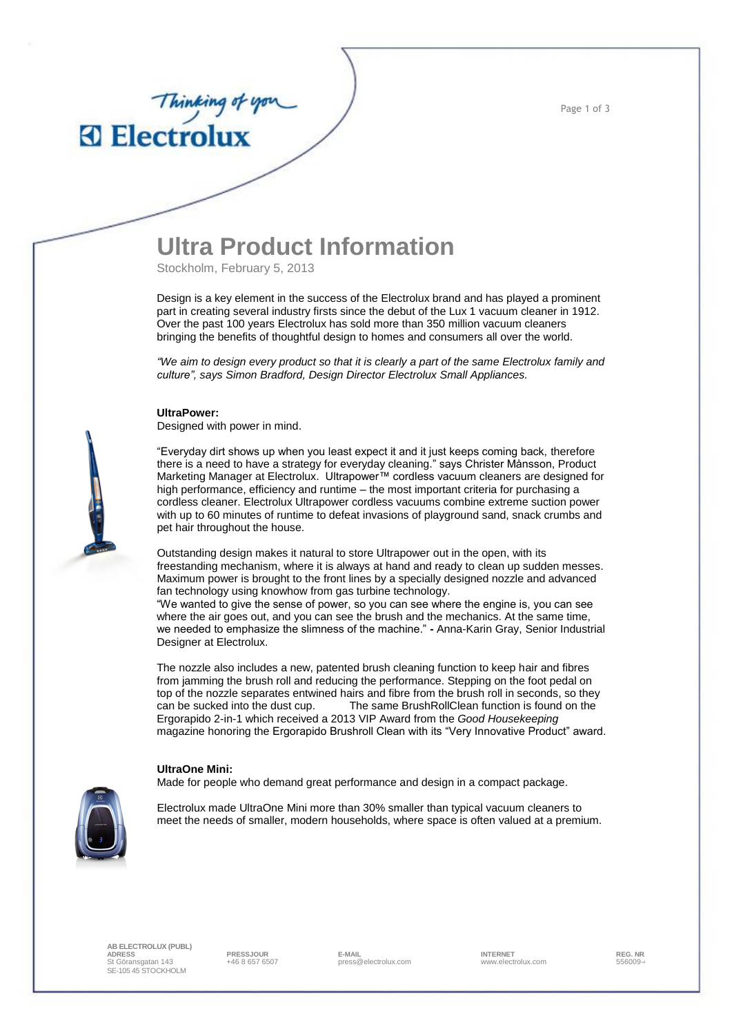# Ultra Product Information

Stockholm, February 5, 2013

Design is a key element in the success of the Electrolux brand and has played a prominent part in creating several industry firsts since the debut of the Lux 1 vacuum cleaner in 1912. Over the past 100 years Electrolux has sold more than 350 million vacuum cleaners bringing the benefits of thoughtful design to homes and consumers all over the world.

*"We aim to design every product so that it is clearly a part of the same Electrolux family and culture", says Simon Bradford, Design Director Electrolux Small Appliances.*

**UltraPower:**

Designed with power in mind.

"Everyday dirt shows up when you least expect it and it just keeps coming back, therefore there is a need to have a strategy for everyday cleaning." says Christer Månsson, Product Marketing Manager at Electrolux. Ultrapower™ cordless vacuum cleaners are designed for high performance, efficiency and runtime – the most important criteria for purchasing a cordless cleaner. Electrolux Ultrapower cordless vacuums combine extreme suction power with up to 60 minutes of runtime to defeat invasions of playground sand, snack crumbs and pet hair throughout the house.

Outstanding design makes it natural to store Ultrapower out in the open, with its freestanding mechanism, where it is always at hand and ready to clean up sudden messes. Maximum power is brought to the front lines by a specially designed nozzle and advanced fan technology using knowhow from gas turbine technology.

"We wanted to give the sense of power, so you can see where the engine is, you can see where the air goes out, and you can see the brush and the mechanics. At the same time, we needed to emphasize the slimness of the machine." **-** Anna-Karin Gray, Senior Industrial Designer at Electrolux.

The nozzle also includes a new, patented brush cleaning function to keep hair and fibres from jamming the brush roll and reducing the performance. Stepping on the foot pedal on top of the nozzle separates entwined hairs and fibre from the brush roll in seconds, so they can be sucked into the dust cup. The same BrushRollClean function is found on the Ergorapido 2-in-1 which received a 2013 VIP Award from the *Good Housekeeping* magazine honoring the Ergorapido Brushroll Clean with its "Very Innovative Product" award.

**UltraOne Mini:**

Made for people who demand great performance and design in a compact package.

Electrolux made UltraOne Mini more than 30% smaller than typical vacuum cleaners to meet the needs of smaller, modern households, where space is often valued at a premium.

**AB ELECTROLUX (PUBL)**
**ADRESS**
St Göransgatan 143
SE-105 45 STOCKHOLM

**PRESSJOUR**
+46 8 657 6507

**E-MAIL**
press@electrolux.com

**INTERNET**
www.electrolux.com

**REG. NR.**
556009-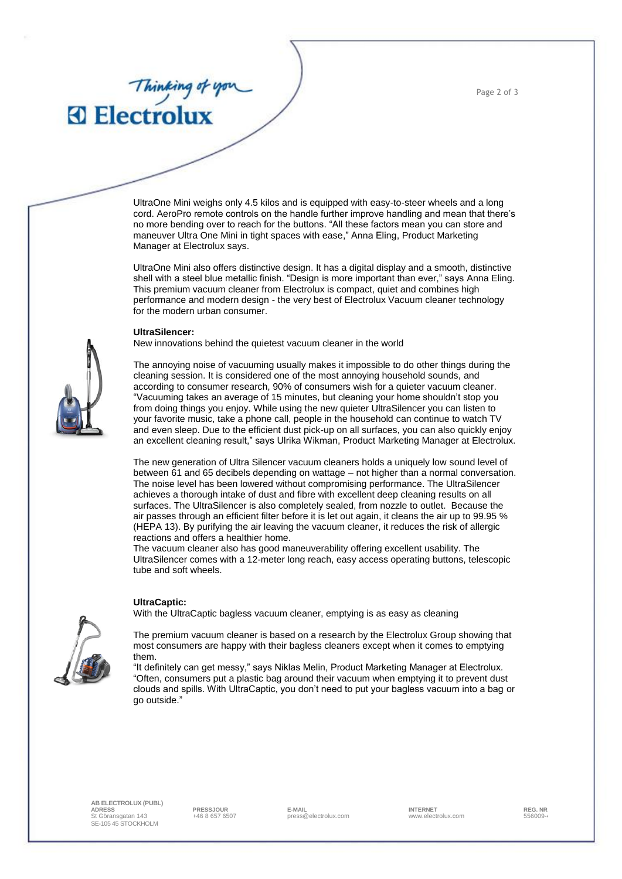UltraOne Mini weighs only 4.5 kilos and is equipped with easy-to-steer wheels and a long cord. AeroPro remote controls on the handle further improve handling and mean that there's no more bending over to reach for the buttons. "All these factors mean you can store and maneuver Ultra One Mini in tight spaces with ease," Anna Eling, Product Marketing Manager at Electrolux says.

UltraOne Mini also offers distinctive design. It has a digital display and a smooth, distinctive shell with a steel blue metallic finish. "Design is more important than ever," says Anna Eling. This premium vacuum cleaner from Electrolux is compact, quiet and combines high performance and modern design - the very best of Electrolux Vacuum cleaner technology for the modern urban consumer.

**UltraSilencer:**

New innovations behind the quietest vacuum cleaner in the world

The annoying noise of vacuuming usually makes it impossible to do other things during the cleaning session. It is considered one of the most annoying household sounds, and according to consumer research, 90% of consumers wish for a quieter vacuum cleaner. "Vacuuming takes an average of 15 minutes, but cleaning your home shouldn't stop you from doing things you enjoy. While using the new quieter UltraSilencer you can listen to your favorite music, take a phone call, people in the household can continue to watch TV and even sleep. Due to the efficient dust pick-up on all surfaces, you can also quickly enjoy an excellent cleaning result," says Ulrika Wikman, Product Marketing Manager at Electrolux.

The new generation of Ultra Silencer vacuum cleaners holds a uniquely low sound level of between 61 and 65 decibels depending on wattage – not higher than a normal conversation. The noise level has been lowered without compromising performance. The UltraSilencer achieves a thorough intake of dust and fibre with excellent deep cleaning results on all surfaces. The UltraSilencer is also completely sealed, from nozzle to outlet. Because the air passes through an efficient filter before it is let out again, it cleans the air up to 99.95 % (HEPA 13). By purifying the air leaving the vacuum cleaner, it reduces the risk of allergic reactions and offers a healthier home.

The vacuum cleaner also has good maneuverability offering excellent usability. The UltraSilencer comes with a 12-meter long reach, easy access operating buttons, telescopic tube and soft wheels.

**UltraCaptic:**

With the UltraCaptic bagless vacuum cleaner, emptying is as easy as cleaning

The premium vacuum cleaner is based on a research by the Electrolux Group showing that most consumers are happy with their bagless cleaners except when it comes to emptying them.

"It definitely can get messy," says Niklas Melin, Product Marketing Manager at Electrolux. "Often, consumers put a plastic bag around their vacuum when emptying it to prevent dust clouds and spills. With UltraCaptic, you don't need to put your bagless vacuum into a bag or go outside."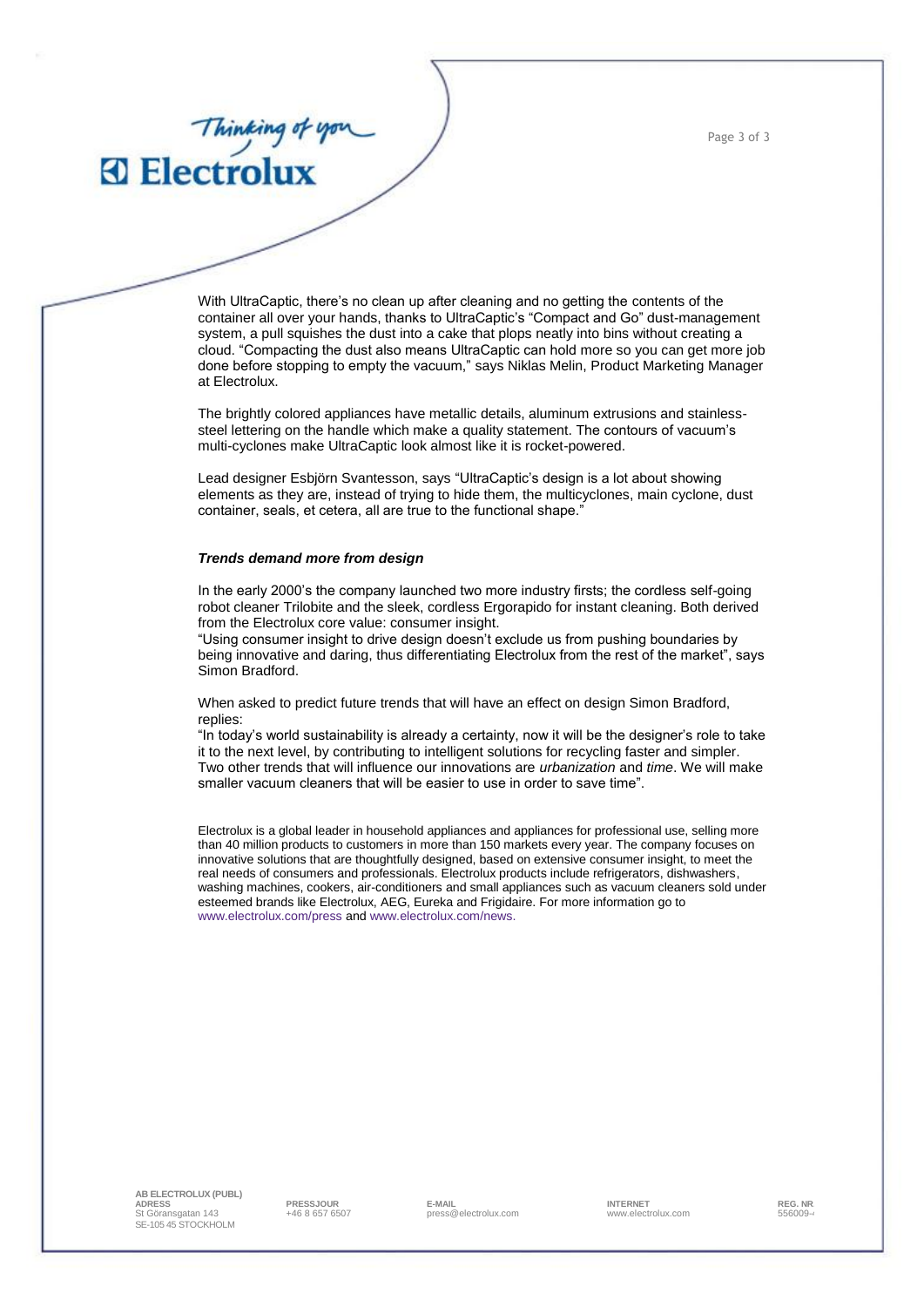With UltraCaptic, there's no clean up after cleaning and no getting the contents of the container all over your hands, thanks to UltraCaptic's "Compact and Go" dust-management system, a pull squishes the dust into a cake that plops neatly into bins without creating a cloud. "Compacting the dust also means UltraCaptic can hold more so you can get more job done before stopping to empty the vacuum," says Niklas Melin, Product Marketing Manager at Electrolux.

The brightly colored appliances have metallic details, aluminum extrusions and stainless-steel lettering on the handle which make a quality statement. The contours of vacuum's multi-cyclones make UltraCaptic look almost like it is rocket-powered.

Lead designer Esbjörn Svantesson, says "UltraCaptic's design is a lot about showing elements as they are, instead of trying to hide them, the multicyclones, main cyclone, dust container, seals, et cetera, all are true to the functional shape."

***Trends demand more from design***

In the early 2000's the company launched two more industry firsts; the cordless self-going robot cleaner Trilobite and the sleek, cordless Ergorapido for instant cleaning. Both derived from the Electrolux core value: consumer insight.
"Using consumer insight to drive design doesn't exclude us from pushing boundaries by being innovative and daring, thus differentiating Electrolux from the rest of the market", says Simon Bradford.

When asked to predict future trends that will have an effect on design Simon Bradford, replies:
"In today's world sustainability is already a certainty, now it will be the designer's role to take it to the next level, by contributing to intelligent solutions for recycling faster and simpler. Two other trends that will influence our innovations are *urbanization* and *time*. We will make smaller vacuum cleaners that will be easier to use in order to save time".

Electrolux is a global leader in household appliances and appliances for professional use, selling more than 40 million products to customers in more than 150 markets every year. The company focuses on innovative solutions that are thoughtfully designed, based on extensive consumer insight, to meet the real needs of consumers and professionals. Electrolux products include refrigerators, dishwashers, washing machines, cookers, air-conditioners and small appliances such as vacuum cleaners sold under esteemed brands like Electrolux, AEG, Eureka and Frigidaire. For more information go to www.electrolux.com/press and www.electrolux.com/news.